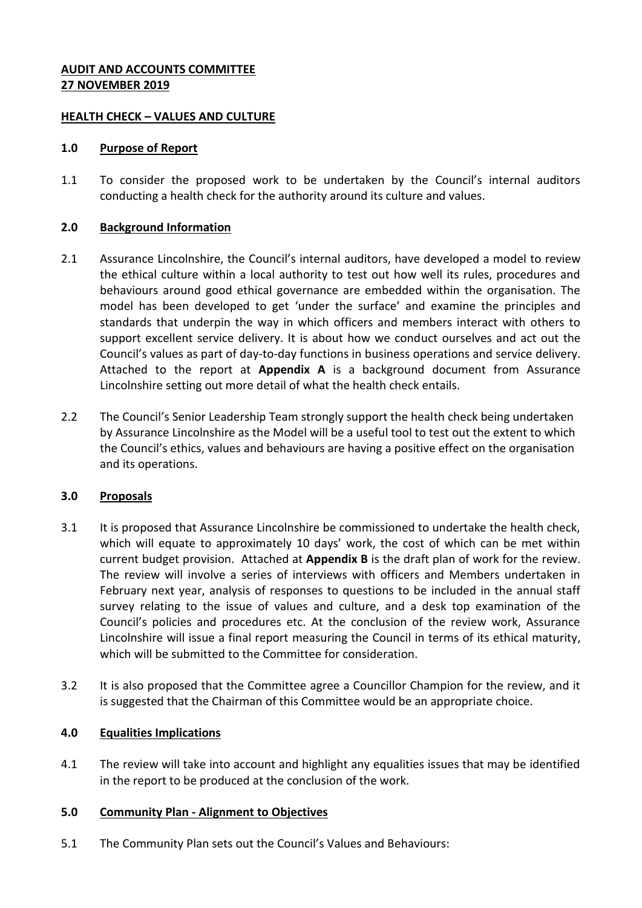**AUDIT AND ACCOUNTS COMMITTEE**
**27 NOVEMBER 2019**

**HEALTH CHECK – VALUES AND CULTURE**

## 1.0 Purpose of Report

1.1 To consider the proposed work to be undertaken by the Council's internal auditors conducting a health check for the authority around its culture and values.

## 2.0 Background Information

2.1 Assurance Lincolnshire, the Council's internal auditors, have developed a model to review the ethical culture within a local authority to test out how well its rules, procedures and behaviours around good ethical governance are embedded within the organisation. The model has been developed to get 'under the surface' and examine the principles and standards that underpin the way in which officers and members interact with others to support excellent service delivery. It is about how we conduct ourselves and act out the Council's values as part of day-to-day functions in business operations and service delivery. Attached to the report at **Appendix A** is a background document from Assurance Lincolnshire setting out more detail of what the health check entails.

2.2 The Council's Senior Leadership Team strongly support the health check being undertaken by Assurance Lincolnshire as the Model will be a useful tool to test out the extent to which the Council's ethics, values and behaviours are having a positive effect on the organisation and its operations.

## 3.0 Proposals

3.1 It is proposed that Assurance Lincolnshire be commissioned to undertake the health check, which will equate to approximately 10 days' work, the cost of which can be met within current budget provision. Attached at **Appendix B** is the draft plan of work for the review. The review will involve a series of interviews with officers and Members undertaken in February next year, analysis of responses to questions to be included in the annual staff survey relating to the issue of values and culture, and a desk top examination of the Council's policies and procedures etc. At the conclusion of the review work, Assurance Lincolnshire will issue a final report measuring the Council in terms of its ethical maturity, which will be submitted to the Committee for consideration.

3.2 It is also proposed that the Committee agree a Councillor Champion for the review, and it is suggested that the Chairman of this Committee would be an appropriate choice.

## 4.0 Equalities Implications

4.1 The review will take into account and highlight any equalities issues that may be identified in the report to be produced at the conclusion of the work.

## 5.0 Community Plan - Alignment to Objectives

5.1 The Community Plan sets out the Council's Values and Behaviours: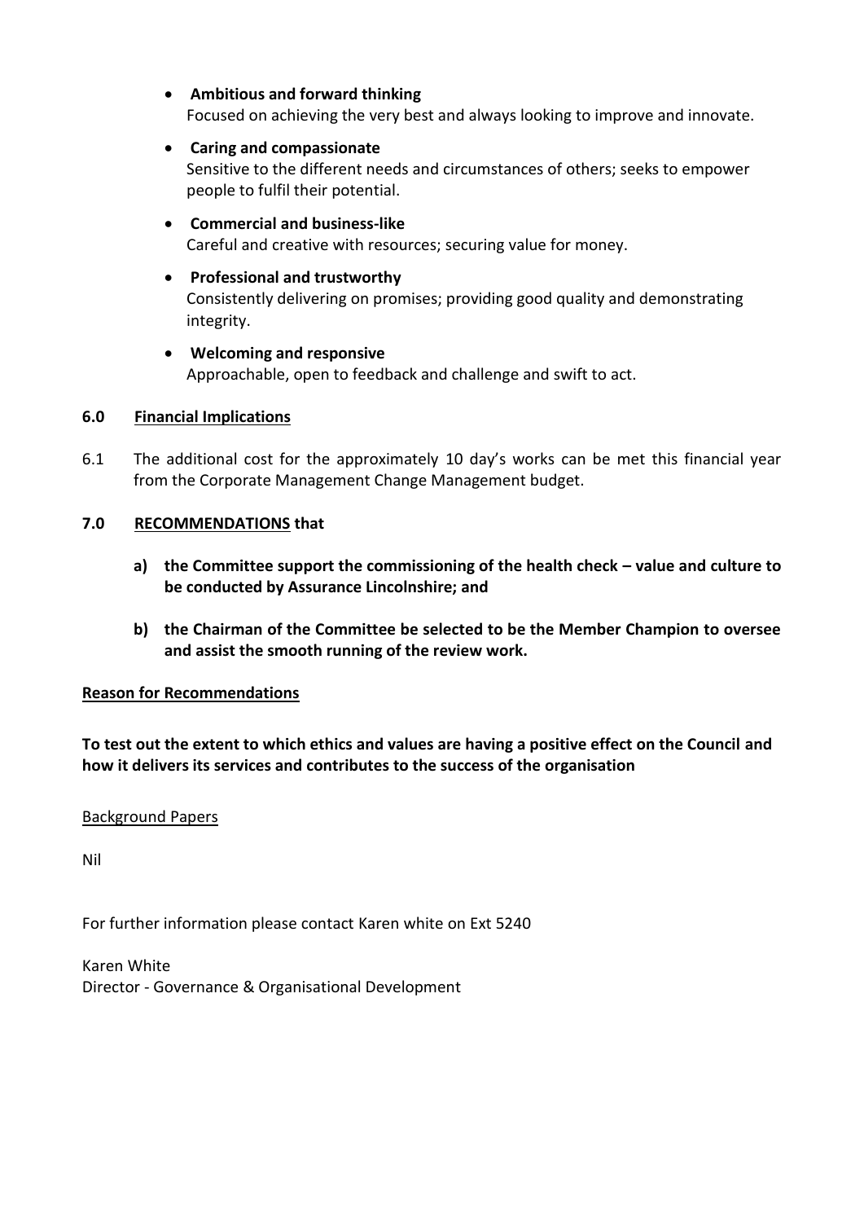- **Ambitious and forward thinking**
  Focused on achieving the very best and always looking to improve and innovate.
- **Caring and compassionate**
  Sensitive to the different needs and circumstances of others; seeks to empower people to fulfil their potential.
- **Commercial and business-like**
  Careful and creative with resources; securing value for money.
- **Professional and trustworthy**
  Consistently delivering on promises; providing good quality and demonstrating integrity.
- **Welcoming and responsive**
  Approachable, open to feedback and challenge and swift to act.

## 6.0 Financial Implications

6.1 The additional cost for the approximately 10 day's works can be met this financial year from the Corporate Management Change Management budget.

## 7.0 RECOMMENDATIONS that

**a) the Committee support the commissioning of the health check – value and culture to be conducted by Assurance Lincolnshire; and**

**b) the Chairman of the Committee be selected to be the Member Champion to oversee and assist the smooth running of the review work.**

**Reason for Recommendations**

**To test out the extent to which ethics and values are having a positive effect on the Council and how it delivers its services and contributes to the success of the organisation**

Background Papers

Nil

For further information please contact Karen white on Ext 5240

Karen White
Director - Governance & Organisational Development